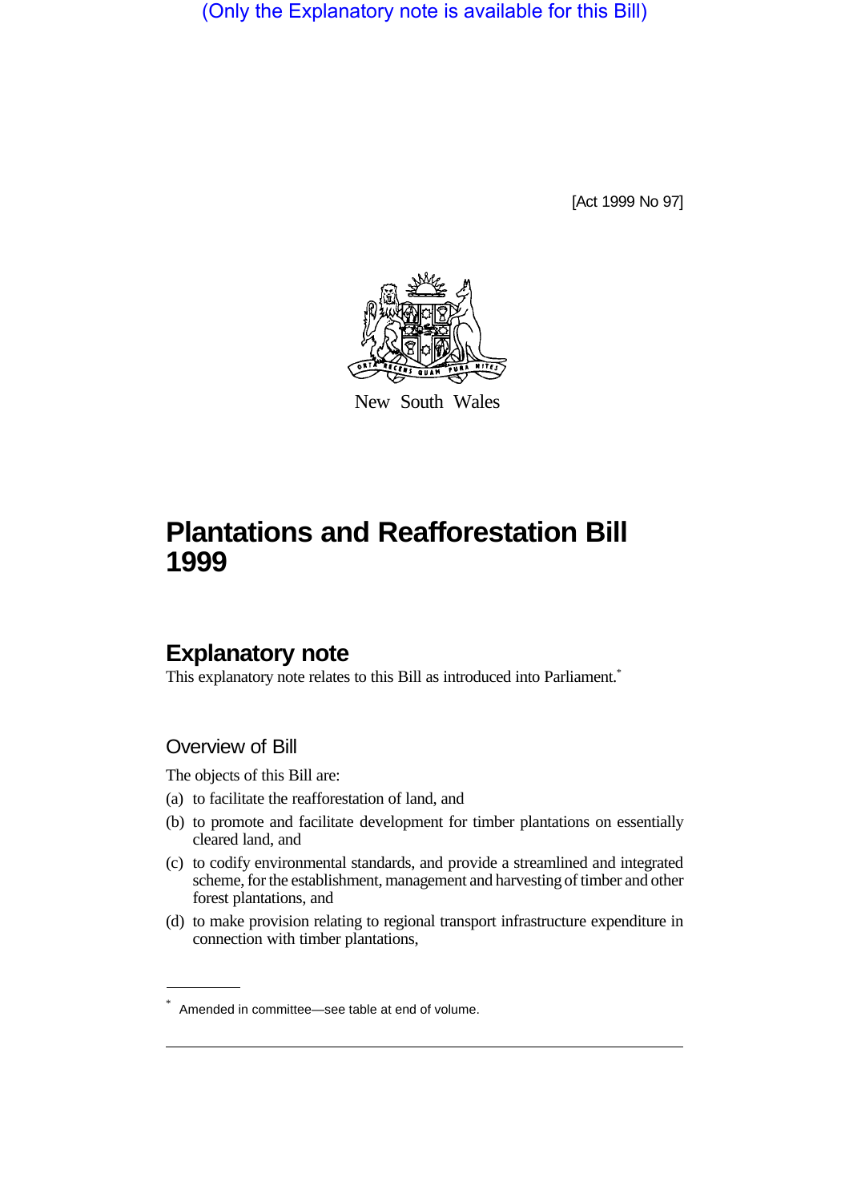(Only the Explanatory note is available for this Bill)

[Act 1999 No 97]

New South Wales

# Plantations and Reafforestation Bill 1999

## Explanatory note

This explanatory note relates to this Bill as introduced into Parliament.*

### Overview of Bill

The objects of this Bill are:

(a) to facilitate the reafforestation of land, and

(b) to promote and facilitate development for timber plantations on essentially cleared land, and

(c) to codify environmental standards, and provide a streamlined and integrated scheme, for the establishment, management and harvesting of timber and other forest plantations, and

(d) to make provision relating to regional transport infrastructure expenditure in connection with timber plantations,

* Amended in committee—see table at end of volume.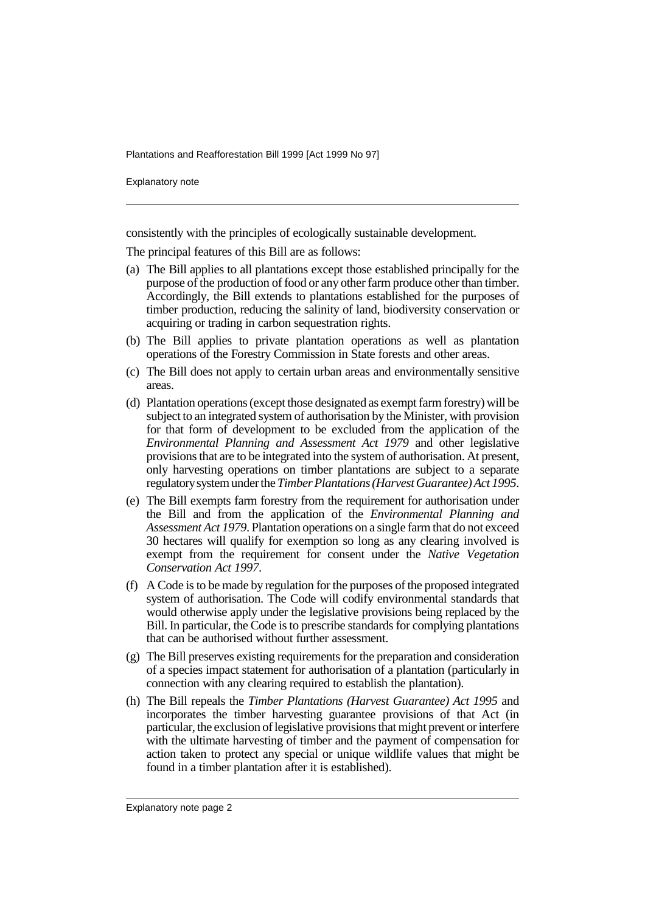consistently with the principles of ecologically sustainable development.

The principal features of this Bill are as follows:

(a) The Bill applies to all plantations except those established principally for the purpose of the production of food or any other farm produce other than timber. Accordingly, the Bill extends to plantations established for the purposes of timber production, reducing the salinity of land, biodiversity conservation or acquiring or trading in carbon sequestration rights.

(b) The Bill applies to private plantation operations as well as plantation operations of the Forestry Commission in State forests and other areas.

(c) The Bill does not apply to certain urban areas and environmentally sensitive areas.

(d) Plantation operations (except those designated as exempt farm forestry) will be subject to an integrated system of authorisation by the Minister, with provision for that form of development to be excluded from the application of the *Environmental Planning and Assessment Act 1979* and other legislative provisions that are to be integrated into the system of authorisation. At present, only harvesting operations on timber plantations are subject to a separate regulatory system under the *Timber Plantations (Harvest Guarantee) Act 1995*.

(e) The Bill exempts farm forestry from the requirement for authorisation under the Bill and from the application of the *Environmental Planning and Assessment Act 1979*. Plantation operations on a single farm that do not exceed 30 hectares will qualify for exemption so long as any clearing involved is exempt from the requirement for consent under the *Native Vegetation Conservation Act 1997*.

(f) A Code is to be made by regulation for the purposes of the proposed integrated system of authorisation. The Code will codify environmental standards that would otherwise apply under the legislative provisions being replaced by the Bill. In particular, the Code is to prescribe standards for complying plantations that can be authorised without further assessment.

(g) The Bill preserves existing requirements for the preparation and consideration of a species impact statement for authorisation of a plantation (particularly in connection with any clearing required to establish the plantation).

(h) The Bill repeals the *Timber Plantations (Harvest Guarantee) Act 1995* and incorporates the timber harvesting guarantee provisions of that Act (in particular, the exclusion of legislative provisions that might prevent or interfere with the ultimate harvesting of timber and the payment of compensation for action taken to protect any special or unique wildlife values that might be found in a timber plantation after it is established).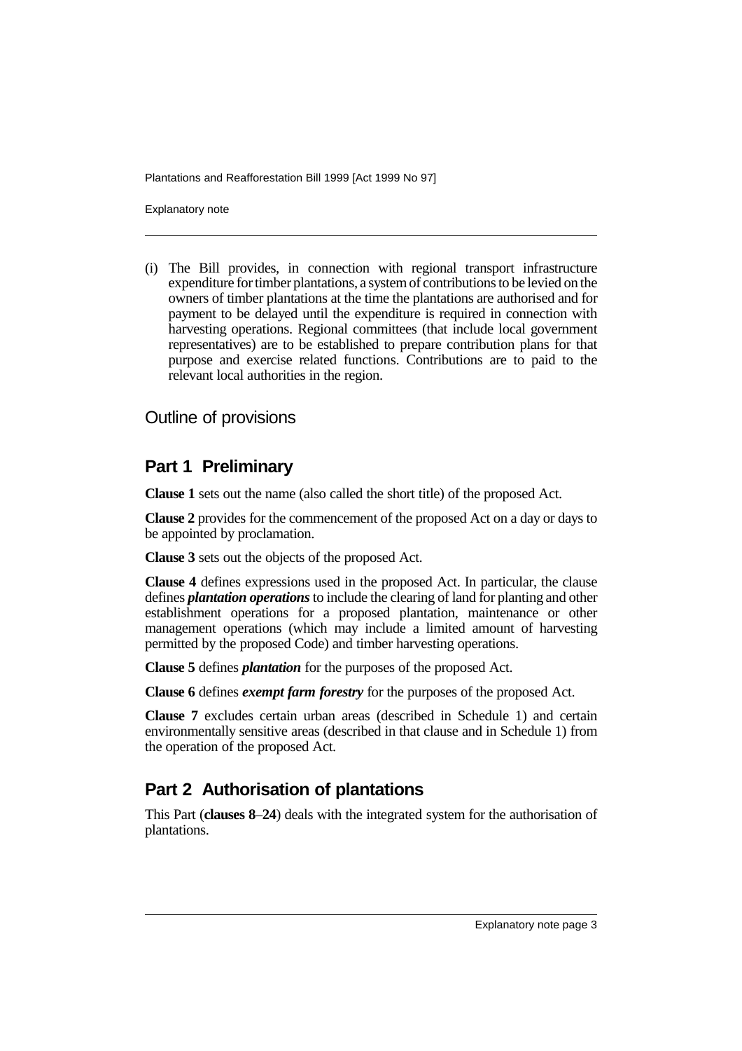(i) The Bill provides, in connection with regional transport infrastructure expenditure for timber plantations, a system of contributions to be levied on the owners of timber plantations at the time the plantations are authorised and for payment to be delayed until the expenditure is required in connection with harvesting operations. Regional committees (that include local government representatives) are to be established to prepare contribution plans for that purpose and exercise related functions. Contributions are to paid to the relevant local authorities in the region.

## Outline of provisions

### Part 1 Preliminary

**Clause 1** sets out the name (also called the short title) of the proposed Act.

**Clause 2** provides for the commencement of the proposed Act on a day or days to be appointed by proclamation.

**Clause 3** sets out the objects of the proposed Act.

**Clause 4** defines expressions used in the proposed Act. In particular, the clause defines ***plantation operations*** to include the clearing of land for planting and other establishment operations for a proposed plantation, maintenance or other management operations (which may include a limited amount of harvesting permitted by the proposed Code) and timber harvesting operations.

**Clause 5** defines ***plantation*** for the purposes of the proposed Act.

**Clause 6** defines ***exempt farm forestry*** for the purposes of the proposed Act.

**Clause 7** excludes certain urban areas (described in Schedule 1) and certain environmentally sensitive areas (described in that clause and in Schedule 1) from the operation of the proposed Act.

### Part 2 Authorisation of plantations

This Part (**clauses 8**–**24**) deals with the integrated system for the authorisation of plantations.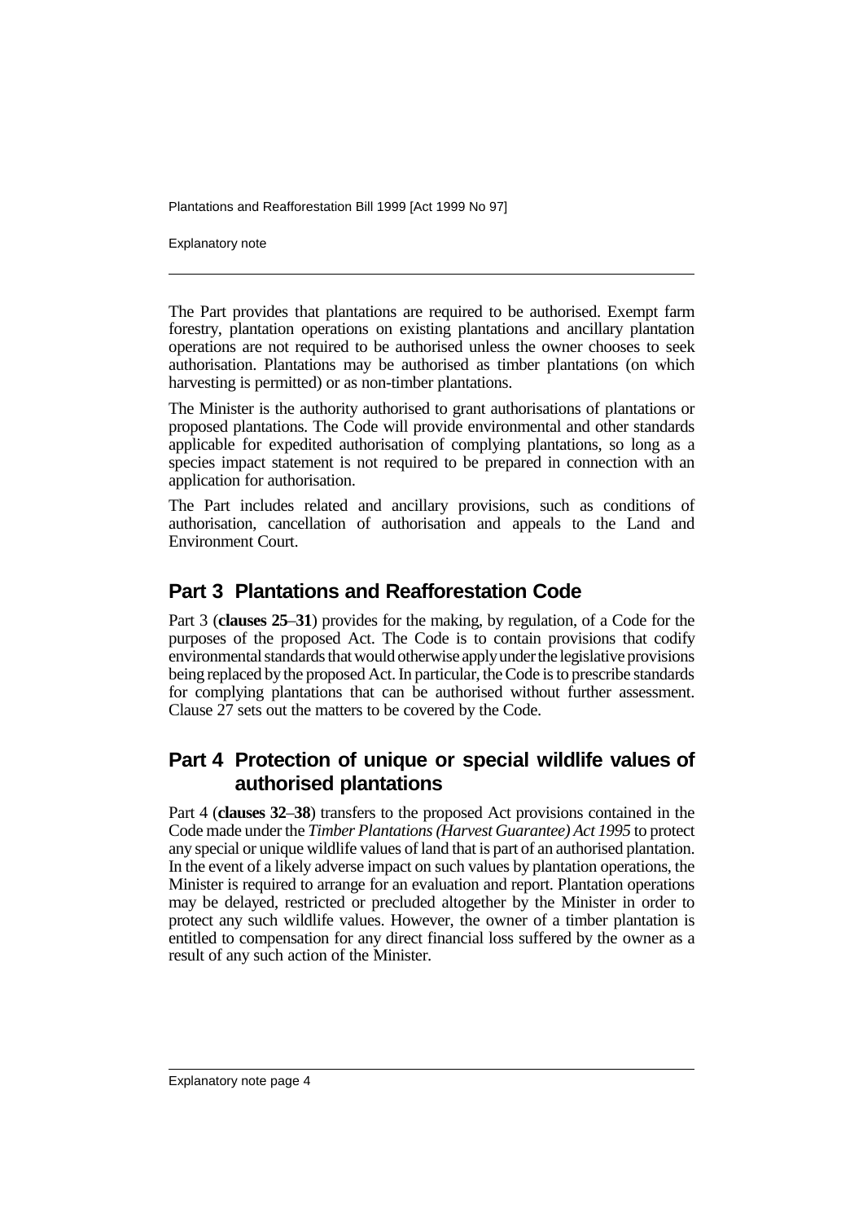The Part provides that plantations are required to be authorised. Exempt farm forestry, plantation operations on existing plantations and ancillary plantation operations are not required to be authorised unless the owner chooses to seek authorisation. Plantations may be authorised as timber plantations (on which harvesting is permitted) or as non-timber plantations.

The Minister is the authority authorised to grant authorisations of plantations or proposed plantations. The Code will provide environmental and other standards applicable for expedited authorisation of complying plantations, so long as a species impact statement is not required to be prepared in connection with an application for authorisation.

The Part includes related and ancillary provisions, such as conditions of authorisation, cancellation of authorisation and appeals to the Land and Environment Court.

## Part 3 Plantations and Reafforestation Code

Part 3 (**clauses 25**–**31**) provides for the making, by regulation, of a Code for the purposes of the proposed Act. The Code is to contain provisions that codify environmental standards that would otherwise apply under the legislative provisions being replaced by the proposed Act. In particular, the Code is to prescribe standards for complying plantations that can be authorised without further assessment. Clause 27 sets out the matters to be covered by the Code.

## Part 4 Protection of unique or special wildlife values of authorised plantations

Part 4 (**clauses 32**–**38**) transfers to the proposed Act provisions contained in the Code made under the *Timber Plantations (Harvest Guarantee) Act 1995* to protect any special or unique wildlife values of land that is part of an authorised plantation. In the event of a likely adverse impact on such values by plantation operations, the Minister is required to arrange for an evaluation and report. Plantation operations may be delayed, restricted or precluded altogether by the Minister in order to protect any such wildlife values. However, the owner of a timber plantation is entitled to compensation for any direct financial loss suffered by the owner as a result of any such action of the Minister.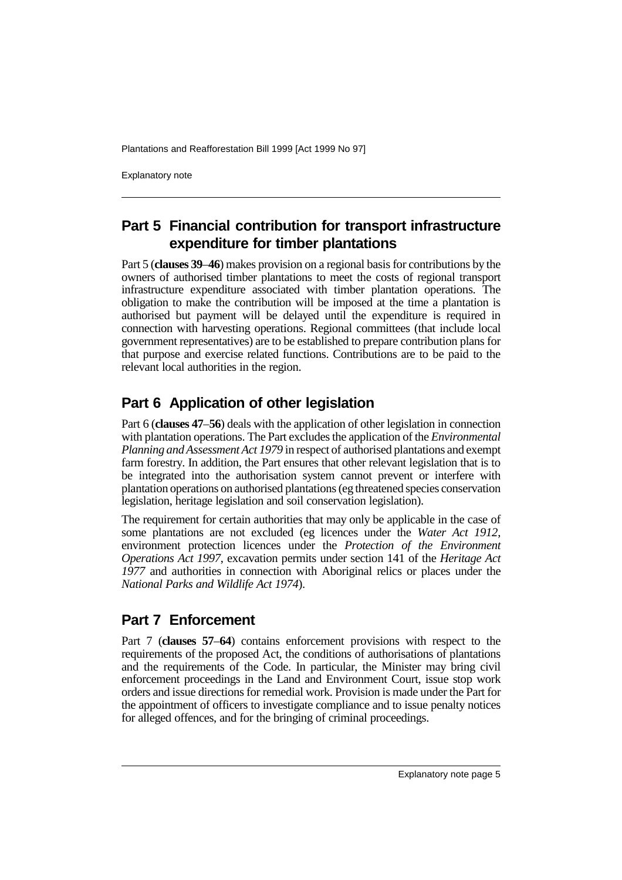## Part 5 Financial contribution for transport infrastructure expenditure for timber plantations

Part 5 (**clauses 39**–**46**) makes provision on a regional basis for contributions by the owners of authorised timber plantations to meet the costs of regional transport infrastructure expenditure associated with timber plantation operations. The obligation to make the contribution will be imposed at the time a plantation is authorised but payment will be delayed until the expenditure is required in connection with harvesting operations. Regional committees (that include local government representatives) are to be established to prepare contribution plans for that purpose and exercise related functions. Contributions are to be paid to the relevant local authorities in the region.

## Part 6 Application of other legislation

Part 6 (**clauses 47**–**56**) deals with the application of other legislation in connection with plantation operations. The Part excludes the application of the *Environmental Planning and Assessment Act 1979* in respect of authorised plantations and exempt farm forestry. In addition, the Part ensures that other relevant legislation that is to be integrated into the authorisation system cannot prevent or interfere with plantation operations on authorised plantations (eg threatened species conservation legislation, heritage legislation and soil conservation legislation).

The requirement for certain authorities that may only be applicable in the case of some plantations are not excluded (eg licences under the *Water Act 1912*, environment protection licences under the *Protection of the Environment Operations Act 1997*, excavation permits under section 141 of the *Heritage Act 1977* and authorities in connection with Aboriginal relics or places under the *National Parks and Wildlife Act 1974*).

## Part 7 Enforcement

Part 7 (**clauses 57**–**64**) contains enforcement provisions with respect to the requirements of the proposed Act, the conditions of authorisations of plantations and the requirements of the Code. In particular, the Minister may bring civil enforcement proceedings in the Land and Environment Court, issue stop work orders and issue directions for remedial work. Provision is made under the Part for the appointment of officers to investigate compliance and to issue penalty notices for alleged offences, and for the bringing of criminal proceedings.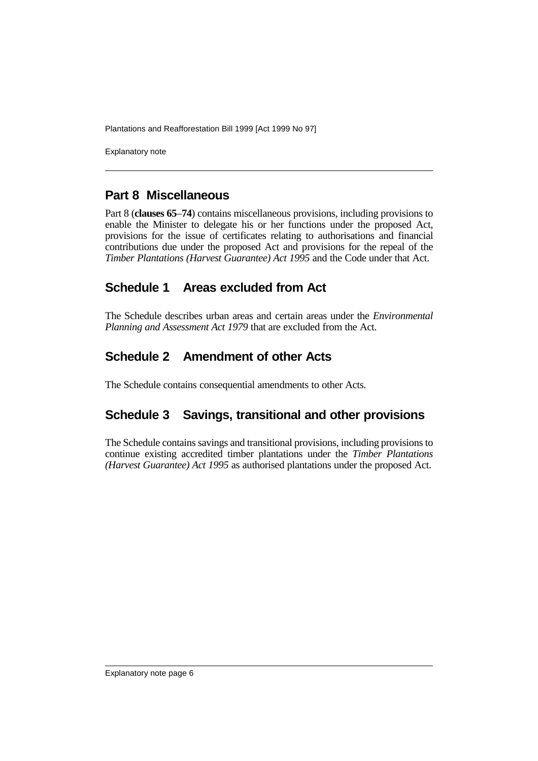## Part 8 Miscellaneous

Part 8 (**clauses 65**–**74**) contains miscellaneous provisions, including provisions to enable the Minister to delegate his or her functions under the proposed Act, provisions for the issue of certificates relating to authorisations and financial contributions due under the proposed Act and provisions for the repeal of the *Timber Plantations (Harvest Guarantee) Act 1995* and the Code under that Act.

## Schedule 1 Areas excluded from Act

The Schedule describes urban areas and certain areas under the *Environmental Planning and Assessment Act 1979* that are excluded from the Act.

## Schedule 2 Amendment of other Acts

The Schedule contains consequential amendments to other Acts.

## Schedule 3 Savings, transitional and other provisions

The Schedule contains savings and transitional provisions, including provisions to continue existing accredited timber plantations under the *Timber Plantations (Harvest Guarantee) Act 1995* as authorised plantations under the proposed Act.